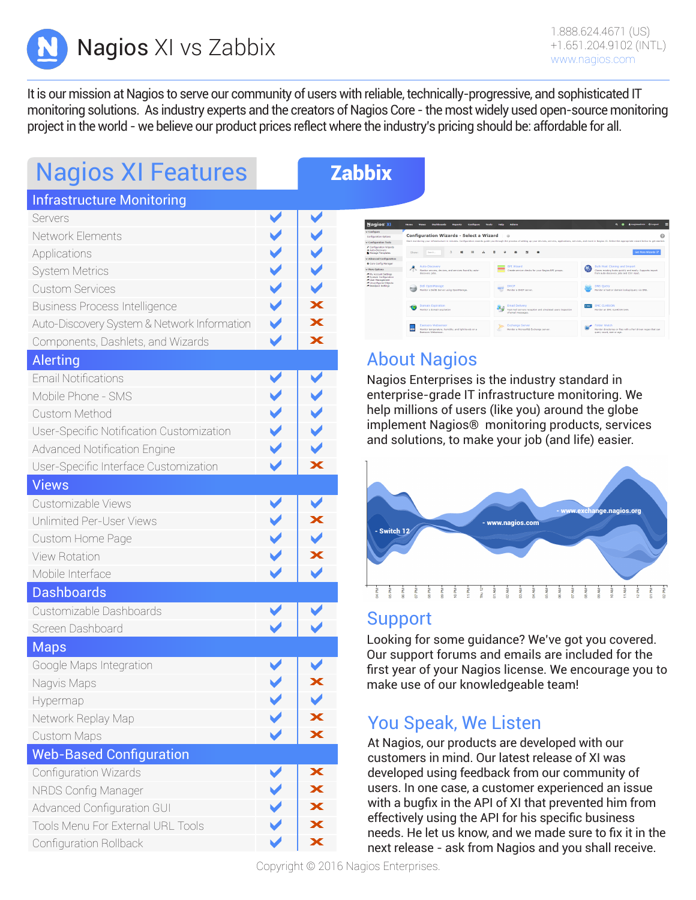# Nagios XI vs Zabbix

1.888.624.4671 (US)
+1.651.204.9102 (INTL)
www.nagios.com

It is our mission at Nagios to serve our community of users with reliable, technically-progressive, and sophisticated IT monitoring solutions. As industry experts and the creators of Nagios Core - the most widely used open-source monitoring project in the world - we believe our product prices reflect where the industry's pricing should be: affordable for all.

| Nagios XI Features | Nagios XI | Zabbix |
|---|---|---|
| **Infrastructure Monitoring** | | |
| Servers | ✔ | ✔ |
| Network Elements | ✔ | ✔ |
| Applications | ✔ | ✔ |
| System Metrics | ✔ | ✔ |
| Custom Services | ✔ | ✔ |
| Business Process Intelligence | ✔ | ✘ |
| Auto-Discovery System & Network Information | ✔ | ✘ |
| Components, Dashlets, and Wizards | ✔ | ✘ |
| **Alerting** | | |
| Email Notifications | ✔ | ✔ |
| Mobile Phone - SMS | ✔ | ✔ |
| Custom Method | ✔ | ✔ |
| User-Specific Notification Customization | ✔ | ✔ |
| Advanced Notification Engine | ✔ | ✔ |
| User-Specific Interface Customization | ✔ | ✘ |
| **Views** | | |
| Customizable Views | ✔ | ✔ |
| Unlimited Per-User Views | ✔ | ✘ |
| Custom Home Page | ✔ | ✔ |
| View Rotation | ✔ | ✘ |
| Mobile Interface | ✔ | ✔ |
| **Dashboards** | | |
| Customizable Dashboards | ✔ | ✔ |
| Screen Dashboard | ✔ | ✔ |
| **Maps** | | |
| Google Maps Integration | ✔ | ✔ |
| Nagvis Maps | ✔ | ✘ |
| Hypermap | ✔ | ✔ |
| Network Replay Map | ✔ | ✘ |
| Custom Maps | ✔ | ✘ |
| **Web-Based Configuration** | | |
| Configuration Wizards | ✔ | ✘ |
| NRDS Config Manager | ✔ | ✘ |
| Advanced Configuration GUI | ✔ | ✘ |
| Tools Menu For External URL Tools | ✔ | ✘ |
| Configuration Rollback | ✔ | ✘ |

## About Nagios

Nagios Enterprises is the industry standard in enterprise-grade IT infrastructure monitoring. We help millions of users (like you) around the globe implement Nagios® monitoring products, services and solutions, to make your job (and life) easier.

## Support

Looking for some guidance? We've got you covered. Our support forums and emails are included for the first year of your Nagios license. We encourage you to make use of our knowledgeable team!

## You Speak, We Listen

At Nagios, our products are developed with our customers in mind. Our latest release of XI was developed using feedback from our community of users. In one case, a customer experienced an issue with a bugfix in the API of XI that prevented him from effectively using the API for his specific business needs. He let us know, and we made sure to fix it in the next release - ask from Nagios and you shall receive.

Copyright © 2016 Nagios Enterprises.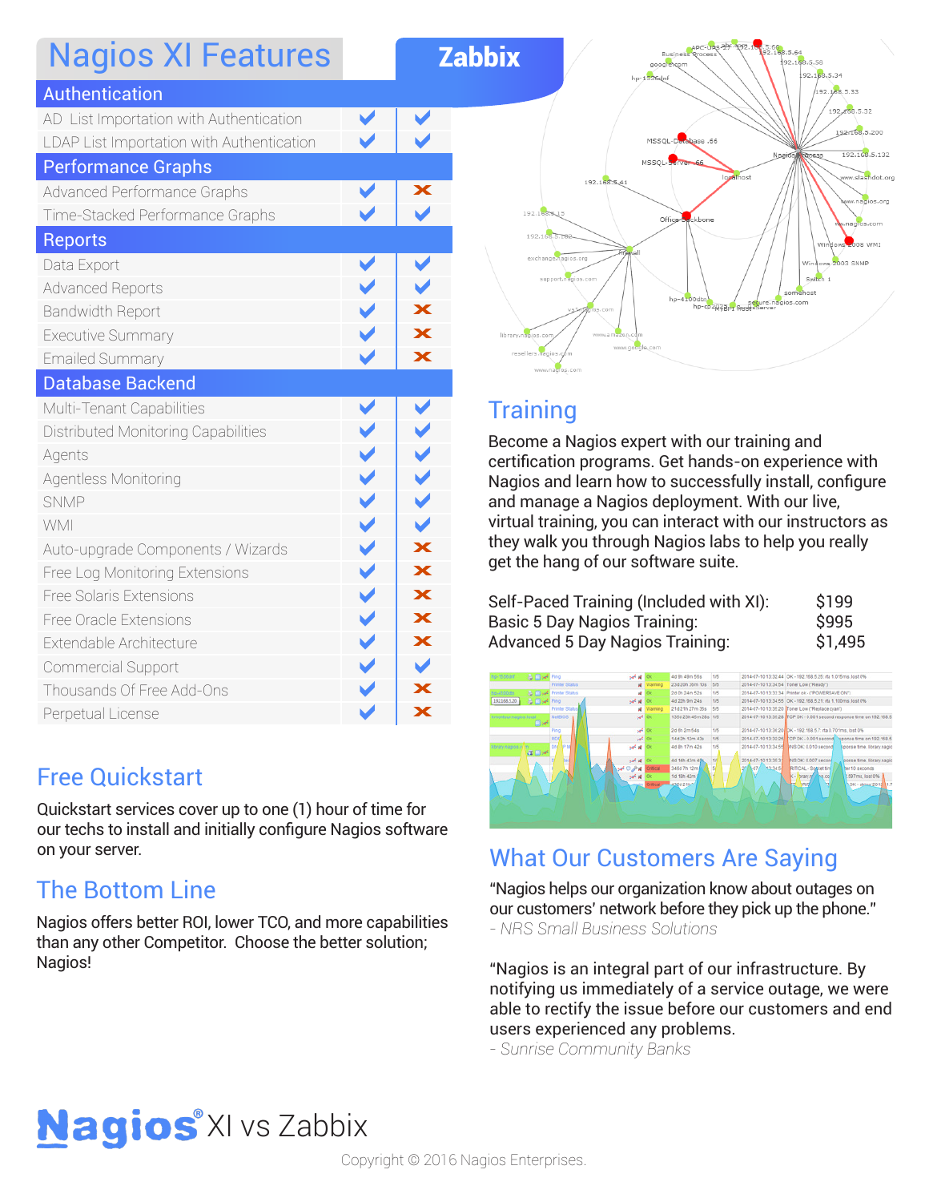# Nagios XI Features

| Nagios XI Features | Nagios XI | Zabbix |
|---|---|---|
| **Authentication** | | |
| AD List Importation with Authentication | ✔ | ✔ |
| LDAP List Importation with Authentication | ✔ | ✔ |
| **Performance Graphs** | | |
| Advanced Performance Graphs | ✔ | ✘ |
| Time-Stacked Performance Graphs | ✔ | ✔ |
| **Reports** | | |
| Data Export | ✔ | ✔ |
| Advanced Reports | ✔ | ✔ |
| Bandwidth Report | ✔ | ✘ |
| Executive Summary | ✔ | ✘ |
| Emailed Summary | ✔ | ✘ |
| **Database Backend** | | |
| Multi-Tenant Capabilities | ✔ | ✔ |
| Distributed Monitoring Capabilities | ✔ | ✔ |
| Agents | ✔ | ✔ |
| Agentless Monitoring | ✔ | ✔ |
| SNMP | ✔ | ✔ |
| WMI | ✔ | ✔ |
| Auto-upgrade Components / Wizards | ✔ | ✘ |
| Free Log Monitoring Extensions | ✔ | ✘ |
| Free Solaris Extensions | ✔ | ✘ |
| Free Oracle Extensions | ✔ | ✘ |
| Extendable Architecture | ✔ | ✘ |
| Commercial Support | ✔ | ✔ |
| Thousands Of Free Add-Ons | ✔ | ✘ |
| Perpetual License | ✔ | ✘ |

## Free Quickstart

Quickstart services cover up to one (1) hour of time for our techs to install and initially configure Nagios software on your server.

## The Bottom Line

Nagios offers better ROI, lower TCO, and more capabilities than any other Competitor. Choose the better solution; Nagios!

## Training

Become a Nagios expert with our training and certification programs. Get hands-on experience with Nagios and learn how to successfully install, configure and manage a Nagios deployment. With our live, virtual training, you can interact with our instructors as they walk you through Nagios labs to help you really get the hang of our software suite.

| | |
|---|---|
| Self-Paced Training (Included with XI): | $199 |
| Basic 5 Day Nagios Training: | $995 |
| Advanced 5 Day Nagios Training: | $1,495 |

## What Our Customers Are Saying

"Nagios helps our organization know about outages on our customers' network before they pick up the phone."
*- NRS Small Business Solutions*

"Nagios is an integral part of our infrastructure. By notifying us immediately of a service outage, we were able to rectify the issue before our customers and end users experienced any problems.
*- Sunrise Community Banks*

**Nagios®** XI vs Zabbix

Copyright © 2016 Nagios Enterprises.